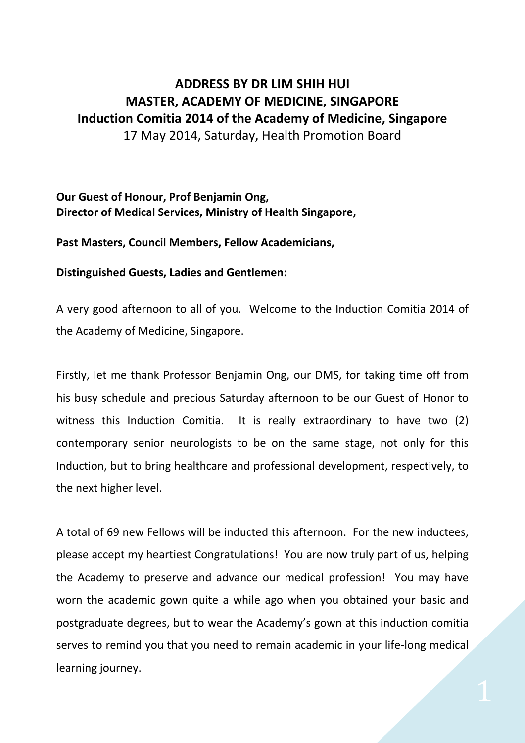**ADDRESS BY DR LIM SHIH HUI**
**MASTER, ACADEMY OF MEDICINE, SINGAPORE**
**Induction Comitia 2014 of the Academy of Medicine, Singapore**
17 May 2014, Saturday, Health Promotion Board

**Our Guest of Honour, Prof Benjamin Ong,**
**Director of Medical Services, Ministry of Health Singapore,**

**Past Masters, Council Members, Fellow Academicians,**

**Distinguished Guests, Ladies and Gentlemen:**

A very good afternoon to all of you. Welcome to the Induction Comitia 2014 of the Academy of Medicine, Singapore.

Firstly, let me thank Professor Benjamin Ong, our DMS, for taking time off from his busy schedule and precious Saturday afternoon to be our Guest of Honor to witness this Induction Comitia. It is really extraordinary to have two (2) contemporary senior neurologists to be on the same stage, not only for this Induction, but to bring healthcare and professional development, respectively, to the next higher level.

A total of 69 new Fellows will be inducted this afternoon. For the new inductees, please accept my heartiest Congratulations! You are now truly part of us, helping the Academy to preserve and advance our medical profession! You may have worn the academic gown quite a while ago when you obtained your basic and postgraduate degrees, but to wear the Academy's gown at this induction comitia serves to remind you that you need to remain academic in your life-long medical learning journey.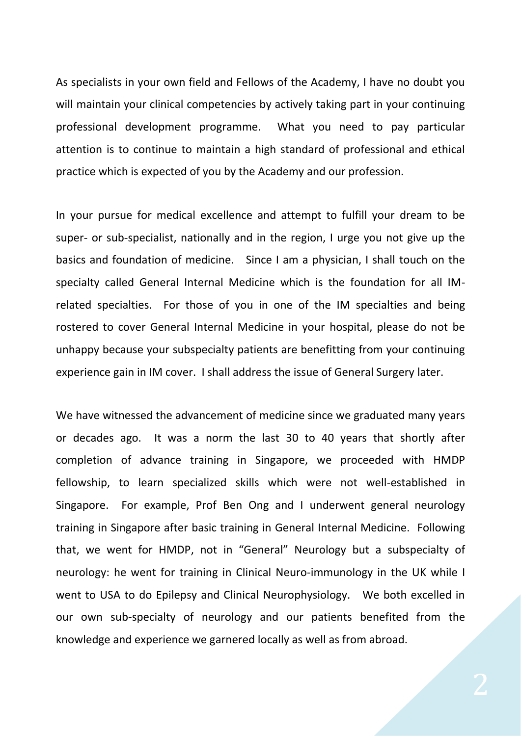As specialists in your own field and Fellows of the Academy, I have no doubt you will maintain your clinical competencies by actively taking part in your continuing professional development programme. What you need to pay particular attention is to continue to maintain a high standard of professional and ethical practice which is expected of you by the Academy and our profession.

In your pursue for medical excellence and attempt to fulfill your dream to be super- or sub-specialist, nationally and in the region, I urge you not give up the basics and foundation of medicine. Since I am a physician, I shall touch on the specialty called General Internal Medicine which is the foundation for all IM-related specialties. For those of you in one of the IM specialties and being rostered to cover General Internal Medicine in your hospital, please do not be unhappy because your subspecialty patients are benefitting from your continuing experience gain in IM cover. I shall address the issue of General Surgery later.

We have witnessed the advancement of medicine since we graduated many years or decades ago. It was a norm the last 30 to 40 years that shortly after completion of advance training in Singapore, we proceeded with HMDP fellowship, to learn specialized skills which were not well-established in Singapore. For example, Prof Ben Ong and I underwent general neurology training in Singapore after basic training in General Internal Medicine. Following that, we went for HMDP, not in "General" Neurology but a subspecialty of neurology: he went for training in Clinical Neuro-immunology in the UK while I went to USA to do Epilepsy and Clinical Neurophysiology. We both excelled in our own sub-specialty of neurology and our patients benefited from the knowledge and experience we garnered locally as well as from abroad.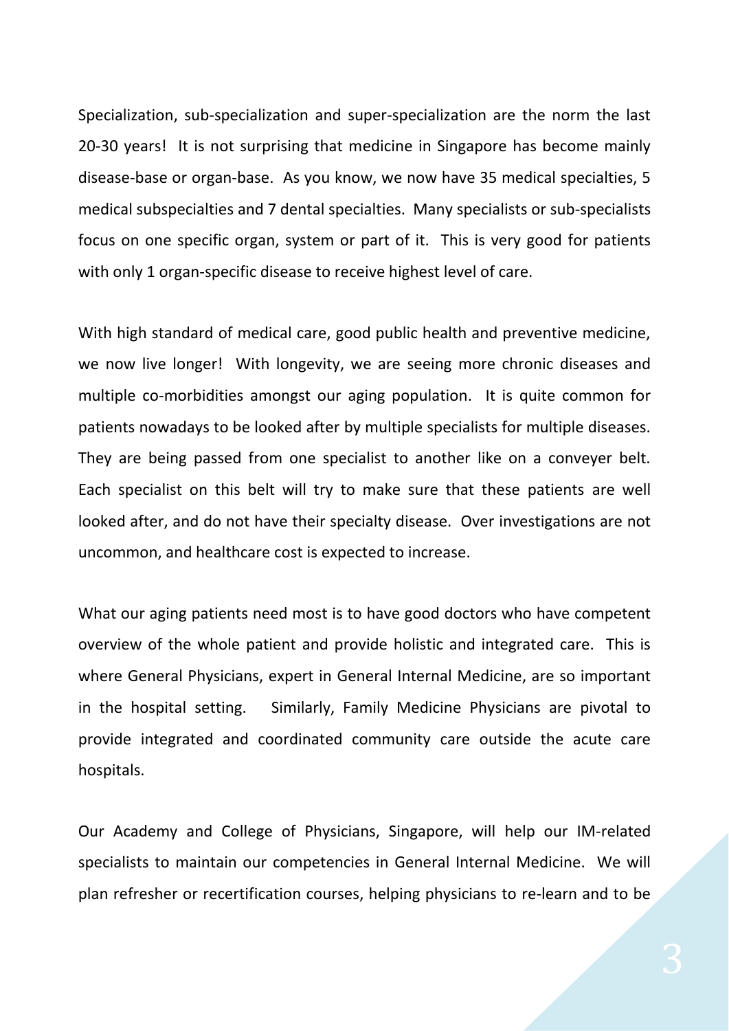Specialization, sub-specialization and super-specialization are the norm the last 20-30 years! It is not surprising that medicine in Singapore has become mainly disease-base or organ-base. As you know, we now have 35 medical specialties, 5 medical subspecialties and 7 dental specialties. Many specialists or sub-specialists focus on one specific organ, system or part of it. This is very good for patients with only 1 organ-specific disease to receive highest level of care.

With high standard of medical care, good public health and preventive medicine, we now live longer! With longevity, we are seeing more chronic diseases and multiple co-morbidities amongst our aging population. It is quite common for patients nowadays to be looked after by multiple specialists for multiple diseases. They are being passed from one specialist to another like on a conveyer belt. Each specialist on this belt will try to make sure that these patients are well looked after, and do not have their specialty disease. Over investigations are not uncommon, and healthcare cost is expected to increase.

What our aging patients need most is to have good doctors who have competent overview of the whole patient and provide holistic and integrated care. This is where General Physicians, expert in General Internal Medicine, are so important in the hospital setting. Similarly, Family Medicine Physicians are pivotal to provide integrated and coordinated community care outside the acute care hospitals.

Our Academy and College of Physicians, Singapore, will help our IM-related specialists to maintain our competencies in General Internal Medicine. We will plan refresher or recertification courses, helping physicians to re-learn and to be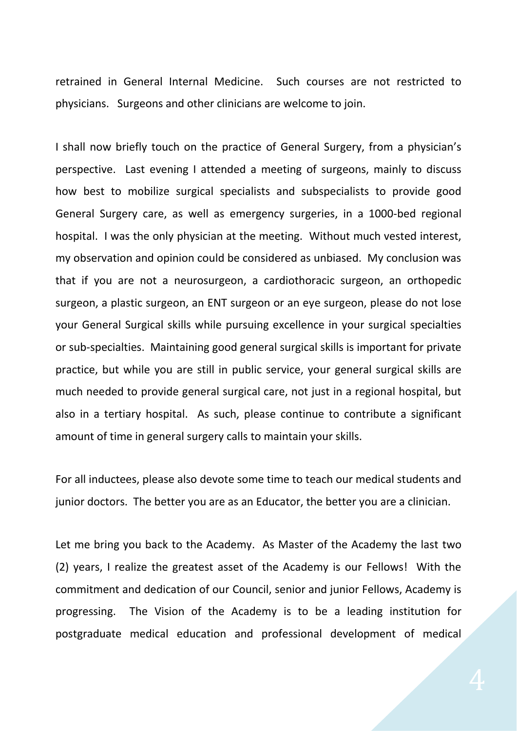retrained in General Internal Medicine. Such courses are not restricted to physicians. Surgeons and other clinicians are welcome to join.

I shall now briefly touch on the practice of General Surgery, from a physician's perspective. Last evening I attended a meeting of surgeons, mainly to discuss how best to mobilize surgical specialists and subspecialists to provide good General Surgery care, as well as emergency surgeries, in a 1000-bed regional hospital. I was the only physician at the meeting. Without much vested interest, my observation and opinion could be considered as unbiased. My conclusion was that if you are not a neurosurgeon, a cardiothoracic surgeon, an orthopedic surgeon, a plastic surgeon, an ENT surgeon or an eye surgeon, please do not lose your General Surgical skills while pursuing excellence in your surgical specialties or sub-specialties. Maintaining good general surgical skills is important for private practice, but while you are still in public service, your general surgical skills are much needed to provide general surgical care, not just in a regional hospital, but also in a tertiary hospital. As such, please continue to contribute a significant amount of time in general surgery calls to maintain your skills.

For all inductees, please also devote some time to teach our medical students and junior doctors. The better you are as an Educator, the better you are a clinician.

Let me bring you back to the Academy. As Master of the Academy the last two (2) years, I realize the greatest asset of the Academy is our Fellows! With the commitment and dedication of our Council, senior and junior Fellows, Academy is progressing. The Vision of the Academy is to be a leading institution for postgraduate medical education and professional development of medical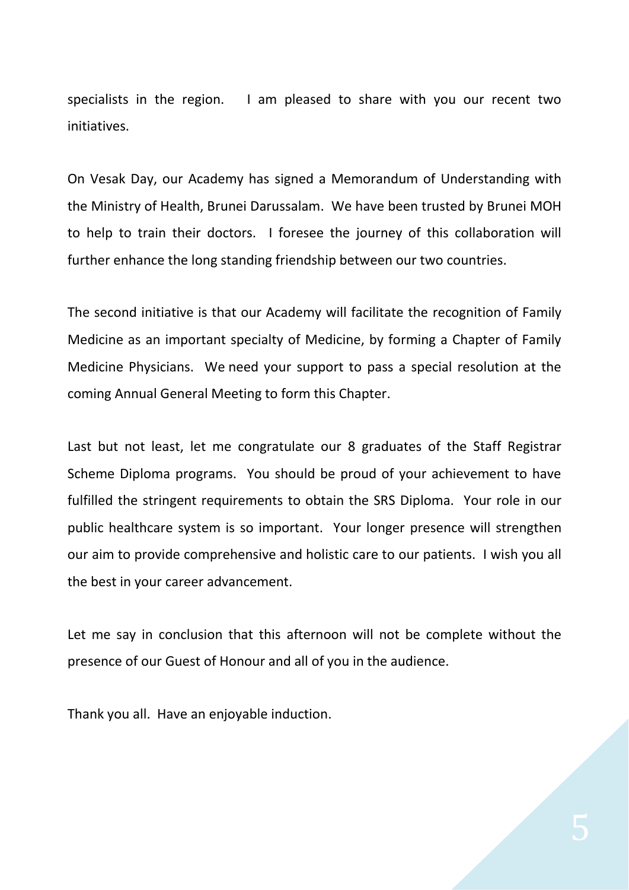specialists in the region. I am pleased to share with you our recent two initiatives.

On Vesak Day, our Academy has signed a Memorandum of Understanding with the Ministry of Health, Brunei Darussalam. We have been trusted by Brunei MOH to help to train their doctors. I foresee the journey of this collaboration will further enhance the long standing friendship between our two countries.

The second initiative is that our Academy will facilitate the recognition of Family Medicine as an important specialty of Medicine, by forming a Chapter of Family Medicine Physicians. We need your support to pass a special resolution at the coming Annual General Meeting to form this Chapter.

Last but not least, let me congratulate our 8 graduates of the Staff Registrar Scheme Diploma programs. You should be proud of your achievement to have fulfilled the stringent requirements to obtain the SRS Diploma. Your role in our public healthcare system is so important. Your longer presence will strengthen our aim to provide comprehensive and holistic care to our patients. I wish you all the best in your career advancement.

Let me say in conclusion that this afternoon will not be complete without the presence of our Guest of Honour and all of you in the audience.

Thank you all. Have an enjoyable induction.